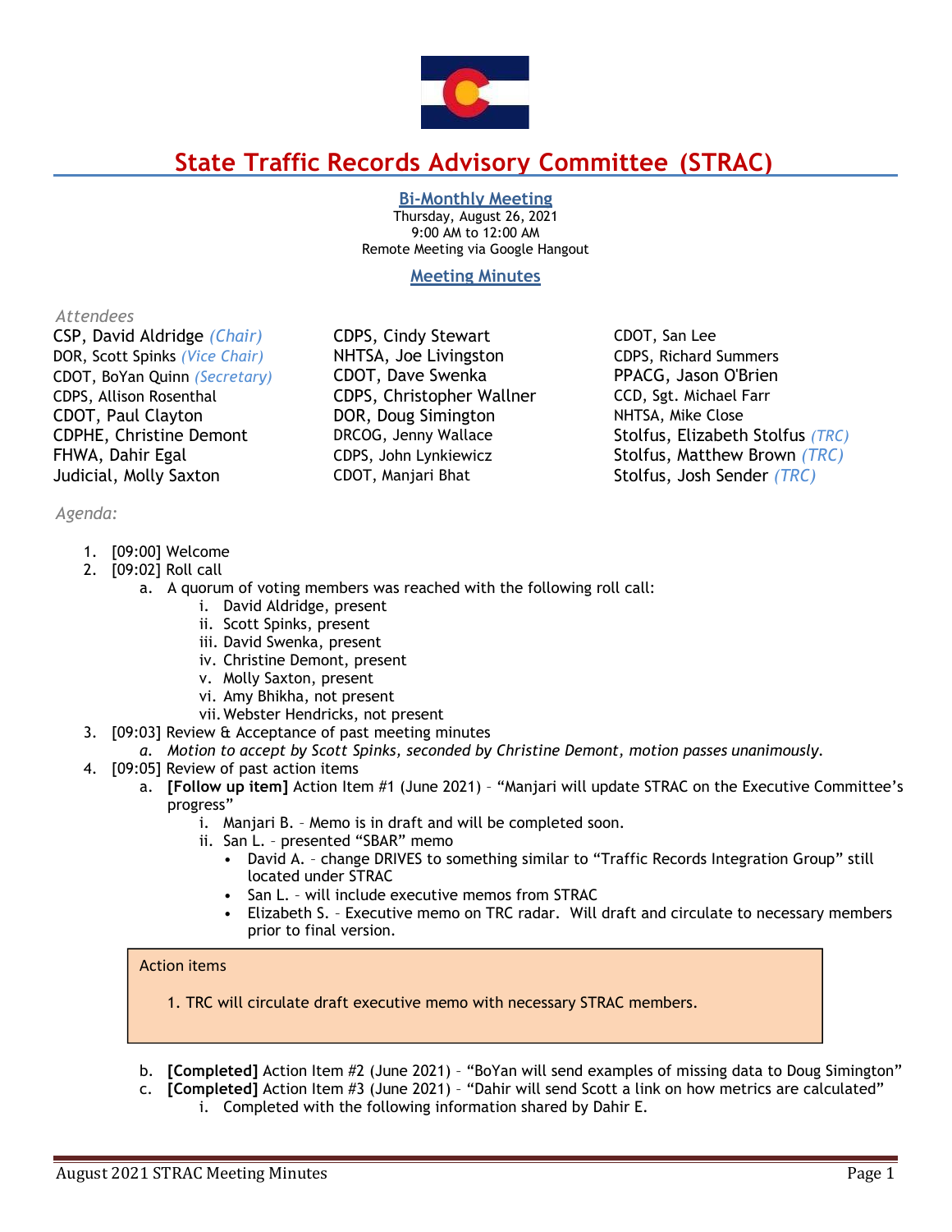# State Traffic Records Advisory Committee (STRAC)

**Bi-Monthly Meeting**
Thursday, August 26, 2021
9:00 AM to 12:00 AM
Remote Meeting via Google Hangout

**Meeting Minutes**

*Attendees*

CSP, David Aldridge *(Chair)*
DOR, Scott Spinks *(Vice Chair)*
CDOT, BoYan Quinn *(Secretary)*
CDPS, Allison Rosenthal
CDOT, Paul Clayton
CDPHE, Christine Demont
FHWA, Dahir Egal
Judicial, Molly Saxton
CDPS, Cindy Stewart
NHTSA, Joe Livingston
CDOT, Dave Swenka
CDPS, Christopher Wallner
DOR, Doug Simington
DRCOG, Jenny Wallace
CDPS, John Lynkiewicz
CDOT, Manjari Bhat
CDOT, San Lee
CDPS, Richard Summers
PPACG, Jason O'Brien
CCD, Sgt. Michael Farr
NHTSA, Mike Close
Stolfus, Elizabeth Stolfus *(TRC)*
Stolfus, Matthew Brown *(TRC)*
Stolfus, Josh Sender *(TRC)*

*Agenda:*

1. [09:00] Welcome
2. [09:02] Roll call
   a. A quorum of voting members was reached with the following roll call:
      i. David Aldridge, present
      ii. Scott Spinks, present
      iii. David Swenka, present
      iv. Christine Demont, present
      v. Molly Saxton, present
      vi. Amy Bhikha, not present
      vii. Webster Hendricks, not present
3. [09:03] Review & Acceptance of past meeting minutes
   a. *Motion to accept by Scott Spinks, seconded by Christine Demont, motion passes unanimously.*
4. [09:05] Review of past action items
   a. **[Follow up item]** Action Item #1 (June 2021) – "Manjari will update STRAC on the Executive Committee's progress"
      i. Manjari B. – Memo is in draft and will be completed soon.
      ii. San L. – presented "SBAR" memo
         - David A. – change DRIVES to something similar to "Traffic Records Integration Group" still located under STRAC
         - San L. – will include executive memos from STRAC
         - Elizabeth S. – Executive memo on TRC radar. Will draft and circulate to necessary members prior to final version.

> Action items
>
> 1. TRC will circulate draft executive memo with necessary STRAC members.

   b. **[Completed]** Action Item #2 (June 2021) – "BoYan will send examples of missing data to Doug Simington"
   c. **[Completed]** Action Item #3 (June 2021) – "Dahir will send Scott a link on how metrics are calculated"
      i. Completed with the following information shared by Dahir E.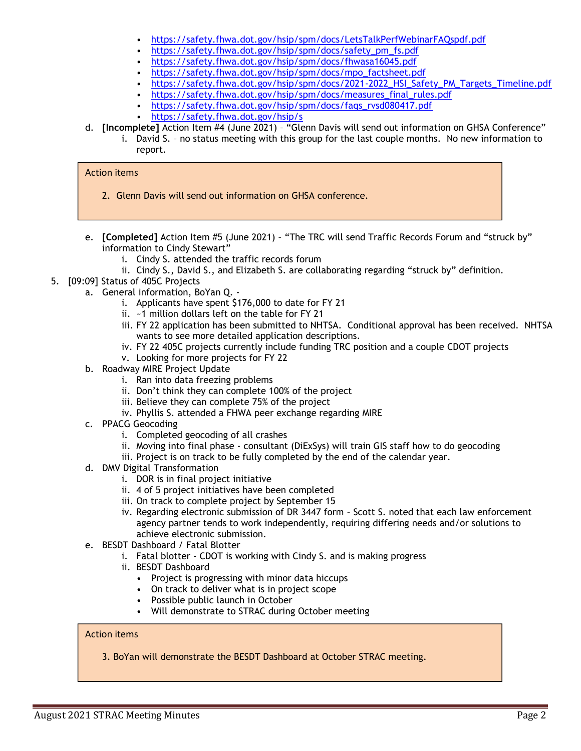- https://safety.fhwa.dot.gov/hsip/spm/docs/LetsTalkPerfWebinarFAQspdf.pdf
- https://safety.fhwa.dot.gov/hsip/spm/docs/safety_pm_fs.pdf
- https://safety.fhwa.dot.gov/hsip/spm/docs/fhwasa16045.pdf
- https://safety.fhwa.dot.gov/hsip/spm/docs/mpo_factsheet.pdf
- https://safety.fhwa.dot.gov/hsip/spm/docs/2021-2022_HSI_Safety_PM_Targets_Timeline.pdf
- https://safety.fhwa.dot.gov/hsip/spm/docs/measures_final_rules.pdf
- https://safety.fhwa.dot.gov/hsip/spm/docs/faqs_rvsd080417.pdf
- https://safety.fhwa.dot.gov/hsip/s

d. **[Incomplete]** Action Item #4 (June 2021) – "Glenn Davis will send out information on GHSA Conference"
   i. David S. – no status meeting with this group for the last couple months. No new information to report.

> Action items
>
> 2. Glenn Davis will send out information on GHSA conference.

e. **[Completed]** Action Item #5 (June 2021) – "The TRC will send Traffic Records Forum and "struck by" information to Cindy Stewart"
   i. Cindy S. attended the traffic records forum
   ii. Cindy S., David S., and Elizabeth S. are collaborating regarding "struck by" definition.

5. [09:09] Status of 405C Projects
   a. General information, BoYan Q. -
      i. Applicants have spent $176,000 to date for FY 21
      ii. ~1 million dollars left on the table for FY 21
      iii. FY 22 application has been submitted to NHTSA. Conditional approval has been received. NHTSA wants to see more detailed application descriptions.
      iv. FY 22 405C projects currently include funding TRC position and a couple CDOT projects
      v. Looking for more projects for FY 22
   b. Roadway MIRE Project Update
      i. Ran into data freezing problems
      ii. Don't think they can complete 100% of the project
      iii. Believe they can complete 75% of the project
      iv. Phyllis S. attended a FHWA peer exchange regarding MIRE
   c. PPACG Geocoding
      i. Completed geocoding of all crashes
      ii. Moving into final phase - consultant (DiExSys) will train GIS staff how to do geocoding
      iii. Project is on track to be fully completed by the end of the calendar year.
   d. DMV Digital Transformation
      i. DOR is in final project initiative
      ii. 4 of 5 project initiatives have been completed
      iii. On track to complete project by September 15
      iv. Regarding electronic submission of DR 3447 form – Scott S. noted that each law enforcement agency partner tends to work independently, requiring differing needs and/or solutions to achieve electronic submission.
   e. BESDT Dashboard / Fatal Blotter
      i. Fatal blotter - CDOT is working with Cindy S. and is making progress
      ii. BESDT Dashboard
         - Project is progressing with minor data hiccups
         - On track to deliver what is in project scope
         - Possible public launch in October
         - Will demonstrate to STRAC during October meeting

> Action items
>
> 3. BoYan will demonstrate the BESDT Dashboard at October STRAC meeting.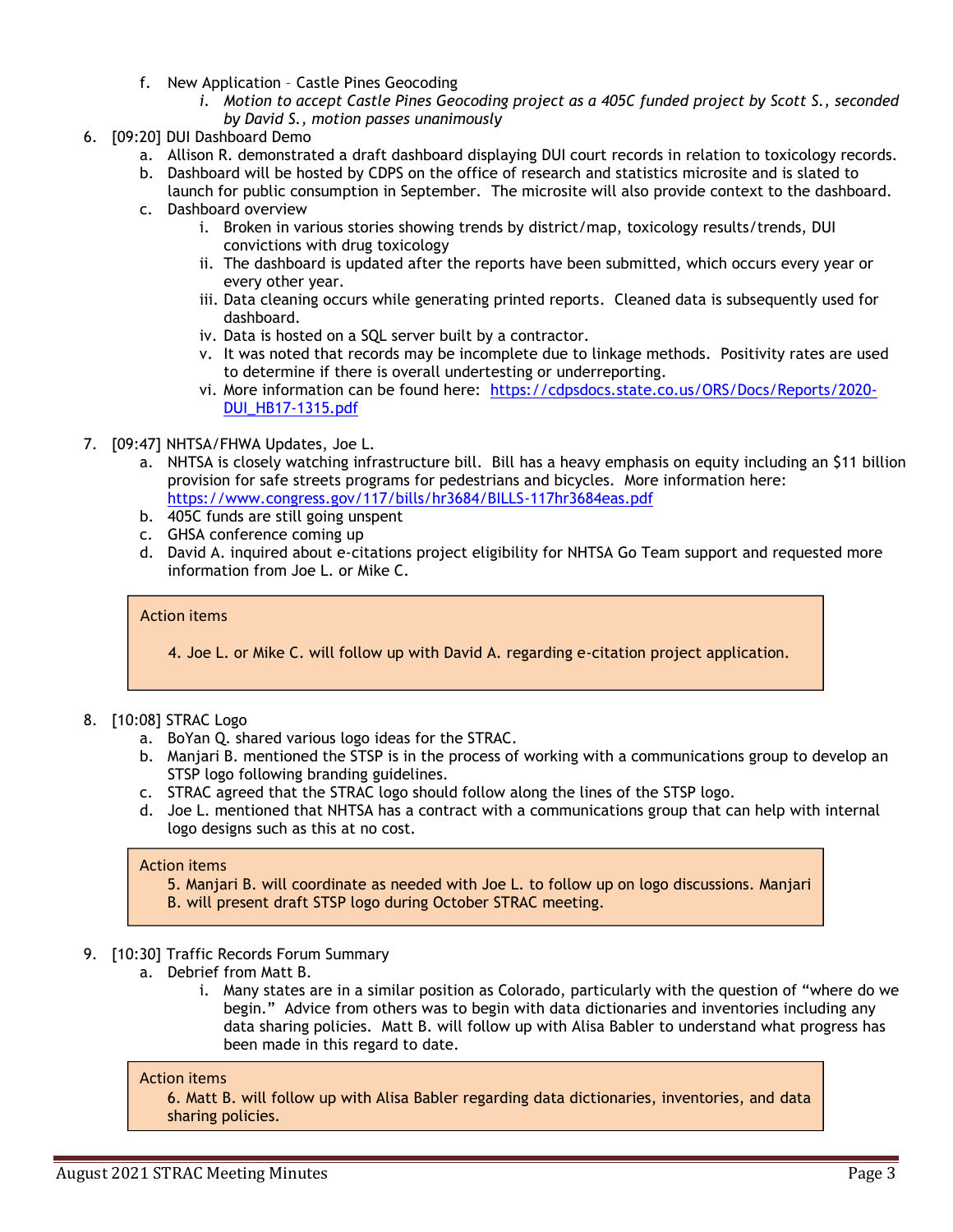f. New Application – Castle Pines Geocoding
   i. *Motion to accept Castle Pines Geocoding project as a 405C funded project by Scott S., seconded by David S., motion passes unanimously*

6. [09:20] DUI Dashboard Demo
   a. Allison R. demonstrated a draft dashboard displaying DUI court records in relation to toxicology records.
   b. Dashboard will be hosted by CDPS on the office of research and statistics microsite and is slated to launch for public consumption in September. The microsite will also provide context to the dashboard.
   c. Dashboard overview
      i. Broken in various stories showing trends by district/map, toxicology results/trends, DUI convictions with drug toxicology
      ii. The dashboard is updated after the reports have been submitted, which occurs every year or every other year.
      iii. Data cleaning occurs while generating printed reports. Cleaned data is subsequently used for dashboard.
      iv. Data is hosted on a SQL server built by a contractor.
      v. It was noted that records may be incomplete due to linkage methods. Positivity rates are used to determine if there is overall undertesting or underreporting.
      vi. More information can be found here: [https://cdpsdocs.state.co.us/ORS/Docs/Reports/2020-DUI_HB17-1315.pdf](https://cdpsdocs.state.co.us/ORS/Docs/Reports/2020-DUI_HB17-1315.pdf)

7. [09:47] NHTSA/FHWA Updates, Joe L.
   a. NHTSA is closely watching infrastructure bill. Bill has a heavy emphasis on equity including an $11 billion provision for safe streets programs for pedestrians and bicycles. More information here: [https://www.congress.gov/117/bills/hr3684/BILLS-117hr3684eas.pdf](https://www.congress.gov/117/bills/hr3684/BILLS-117hr3684eas.pdf)
   b. 405C funds are still going unspent
   c. GHSA conference coming up
   d. David A. inquired about e-citations project eligibility for NHTSA Go Team support and requested more information from Joe L. or Mike C.

> Action items
>
> 4. Joe L. or Mike C. will follow up with David A. regarding e-citation project application.

8. [10:08] STRAC Logo
   a. BoYan Q. shared various logo ideas for the STRAC.
   b. Manjari B. mentioned the STSP is in the process of working with a communications group to develop an STSP logo following branding guidelines.
   c. STRAC agreed that the STRAC logo should follow along the lines of the STSP logo.
   d. Joe L. mentioned that NHTSA has a contract with a communications group that can help with internal logo designs such as this at no cost.

> Action items
>
> 5. Manjari B. will coordinate as needed with Joe L. to follow up on logo discussions. Manjari B. will present draft STSP logo during October STRAC meeting.

9. [10:30] Traffic Records Forum Summary
   a. Debrief from Matt B.
      i. Many states are in a similar position as Colorado, particularly with the question of "where do we begin." Advice from others was to begin with data dictionaries and inventories including any data sharing policies. Matt B. will follow up with Alisa Babler to understand what progress has been made in this regard to date.

> Action items
>
> 6. Matt B. will follow up with Alisa Babler regarding data dictionaries, inventories, and data sharing policies.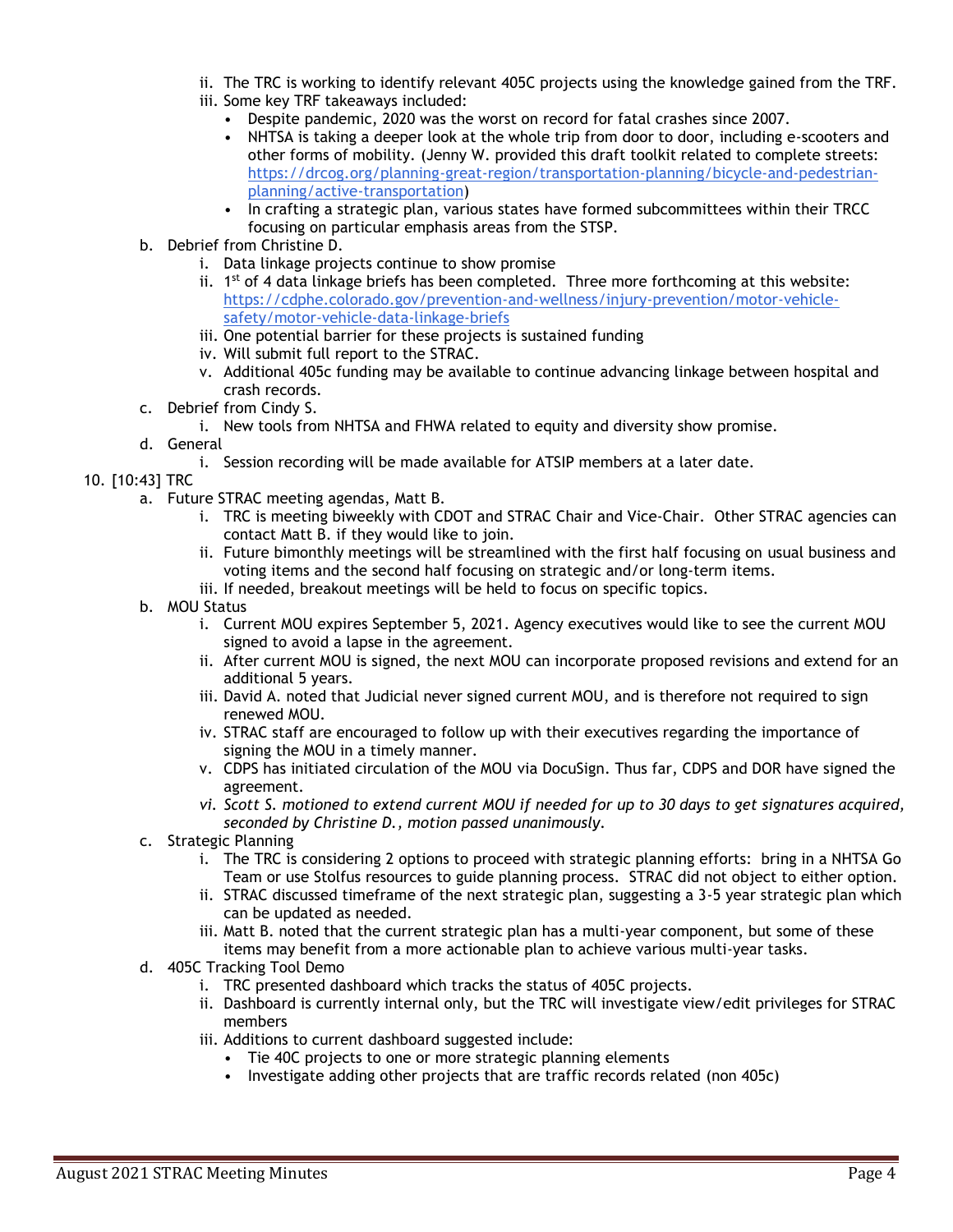- ii. The TRC is working to identify relevant 405C projects using the knowledge gained from the TRF.
   - iii. Some key TRF takeaways included:
     - Despite pandemic, 2020 was the worst on record for fatal crashes since 2007.
     - NHTSA is taking a deeper look at the whole trip from door to door, including e-scooters and other forms of mobility. (Jenny W. provided this draft toolkit related to complete streets: [https://drcog.org/planning-great-region/transportation-planning/bicycle-and-pedestrian-planning/active-transportation](https://drcog.org/planning-great-region/transportation-planning/bicycle-and-pedestrian-planning/active-transportation))
     - In crafting a strategic plan, various states have formed subcommittees within their TRCC focusing on particular emphasis areas from the STSP.

b. Debrief from Christine D.
   - i. Data linkage projects continue to show promise
   - ii. 1st of 4 data linkage briefs has been completed. Three more forthcoming at this website: [https://cdphe.colorado.gov/prevention-and-wellness/injury-prevention/motor-vehicle-safety/motor-vehicle-data-linkage-briefs](https://cdphe.colorado.gov/prevention-and-wellness/injury-prevention/motor-vehicle-safety/motor-vehicle-data-linkage-briefs)
   - iii. One potential barrier for these projects is sustained funding
   - iv. Will submit full report to the STRAC.
   - v. Additional 405c funding may be available to continue advancing linkage between hospital and crash records.

c. Debrief from Cindy S.
   - i. New tools from NHTSA and FHWA related to equity and diversity show promise.

d. General
   - i. Session recording will be made available for ATSIP members at a later date.

10. [10:43] TRC

a. Future STRAC meeting agendas, Matt B.
   - i. TRC is meeting biweekly with CDOT and STRAC Chair and Vice-Chair. Other STRAC agencies can contact Matt B. if they would like to join.
   - ii. Future bimonthly meetings will be streamlined with the first half focusing on usual business and voting items and the second half focusing on strategic and/or long-term items.
   - iii. If needed, breakout meetings will be held to focus on specific topics.

b. MOU Status
   - i. Current MOU expires September 5, 2021. Agency executives would like to see the current MOU signed to avoid a lapse in the agreement.
   - ii. After current MOU is signed, the next MOU can incorporate proposed revisions and extend for an additional 5 years.
   - iii. David A. noted that Judicial never signed current MOU, and is therefore not required to sign renewed MOU.
   - iv. STRAC staff are encouraged to follow up with their executives regarding the importance of signing the MOU in a timely manner.
   - v. CDPS has initiated circulation of the MOU via DocuSign. Thus far, CDPS and DOR have signed the agreement.
   - *vi. Scott S. motioned to extend current MOU if needed for up to 30 days to get signatures acquired, seconded by Christine D., motion passed unanimously.*

c. Strategic Planning
   - i. The TRC is considering 2 options to proceed with strategic planning efforts: bring in a NHTSA Go Team or use Stolfus resources to guide planning process. STRAC did not object to either option.
   - ii. STRAC discussed timeframe of the next strategic plan, suggesting a 3-5 year strategic plan which can be updated as needed.
   - iii. Matt B. noted that the current strategic plan has a multi-year component, but some of these items may benefit from a more actionable plan to achieve various multi-year tasks.

d. 405C Tracking Tool Demo
   - i. TRC presented dashboard which tracks the status of 405C projects.
   - ii. Dashboard is currently internal only, but the TRC will investigate view/edit privileges for STRAC members
   - iii. Additions to current dashboard suggested include:
     - Tie 40C projects to one or more strategic planning elements
     - Investigate adding other projects that are traffic records related (non 405c)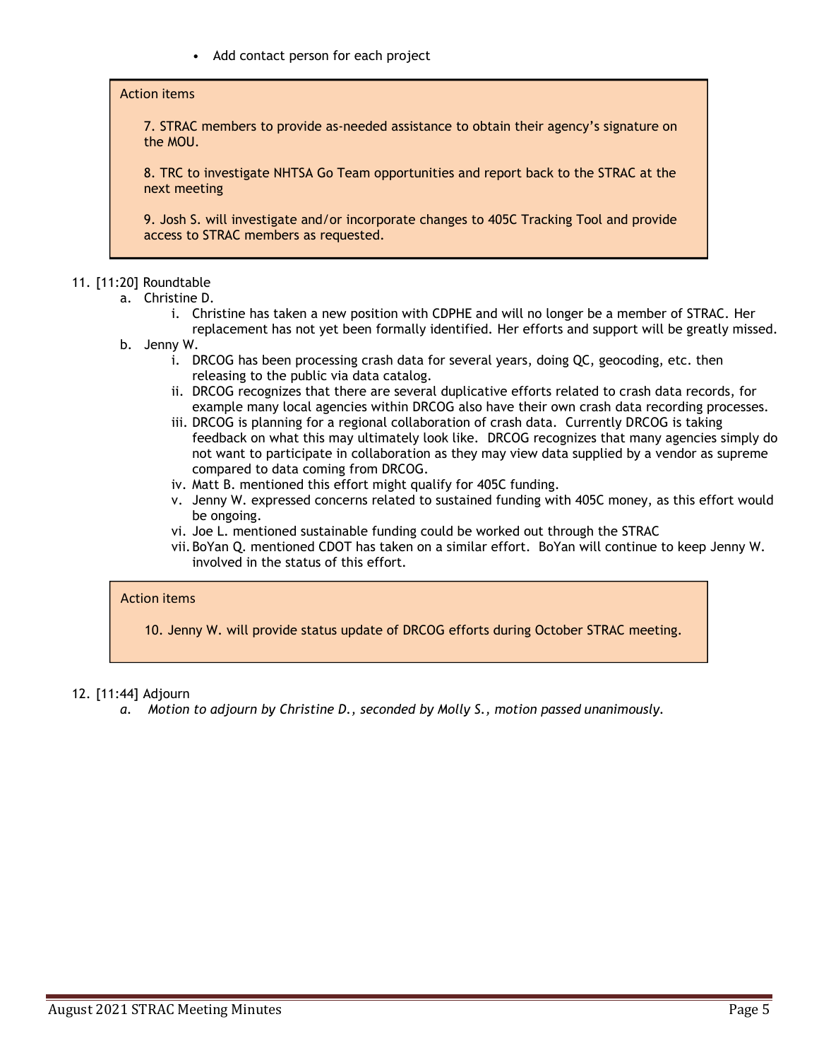- Add contact person for each project

> Action items
>
> 7. STRAC members to provide as-needed assistance to obtain their agency's signature on the MOU.
>
> 8. TRC to investigate NHTSA Go Team opportunities and report back to the STRAC at the next meeting
>
> 9. Josh S. will investigate and/or incorporate changes to 405C Tracking Tool and provide access to STRAC members as requested.

11. [11:20] Roundtable
    a. Christine D.
        i. Christine has taken a new position with CDPHE and will no longer be a member of STRAC. Her replacement has not yet been formally identified. Her efforts and support will be greatly missed.
    b. Jenny W.
        i. DRCOG has been processing crash data for several years, doing QC, geocoding, etc. then releasing to the public via data catalog.
        ii. DRCOG recognizes that there are several duplicative efforts related to crash data records, for example many local agencies within DRCOG also have their own crash data recording processes.
        iii. DRCOG is planning for a regional collaboration of crash data. Currently DRCOG is taking feedback on what this may ultimately look like. DRCOG recognizes that many agencies simply do not want to participate in collaboration as they may view data supplied by a vendor as supreme compared to data coming from DRCOG.
        iv. Matt B. mentioned this effort might qualify for 405C funding.
        v. Jenny W. expressed concerns related to sustained funding with 405C money, as this effort would be ongoing.
        vi. Joe L. mentioned sustainable funding could be worked out through the STRAC
        vii. BoYan Q. mentioned CDOT has taken on a similar effort. BoYan will continue to keep Jenny W. involved in the status of this effort.

> Action items
>
> 10. Jenny W. will provide status update of DRCOG efforts during October STRAC meeting.

12. [11:44] Adjourn
    a. *Motion to adjourn by Christine D., seconded by Molly S., motion passed unanimously.*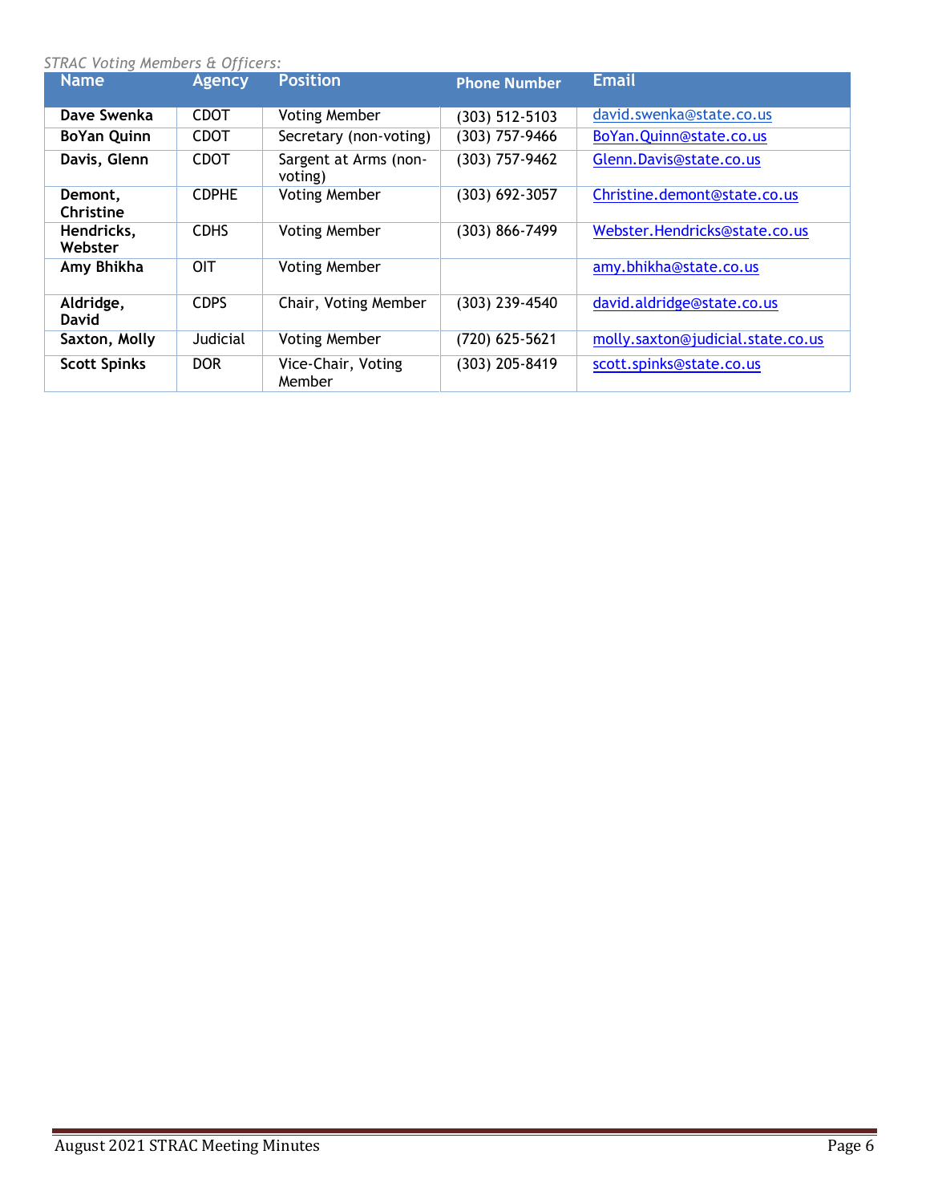*STRAC Voting Members & Officers:*

| Name | Agency | Position | Phone Number | Email |
|---|---|---|---|---|
| **Dave Swenka** | CDOT | Voting Member | (303) 512-5103 | david.swenka@state.co.us |
| **BoYan Quinn** | CDOT | Secretary (non-voting) | (303) 757-9466 | BoYan.Quinn@state.co.us |
| **Davis, Glenn** | CDOT | Sargent at Arms (non-voting) | (303) 757-9462 | Glenn.Davis@state.co.us |
| **Demont, Christine** | CDPHE | Voting Member | (303) 692-3057 | Christine.demont@state.co.us |
| **Hendricks, Webster** | CDHS | Voting Member | (303) 866-7499 | Webster.Hendricks@state.co.us |
| **Amy Bhikha** | OIT | Voting Member | | amy.bhikha@state.co.us |
| **Aldridge, David** | CDPS | Chair, Voting Member | (303) 239-4540 | david.aldridge@state.co.us |
| **Saxton, Molly** | Judicial | Voting Member | (720) 625-5621 | molly.saxton@judicial.state.co.us |
| **Scott Spinks** | DOR | Vice-Chair, Voting Member | (303) 205-8419 | scott.spinks@state.co.us |